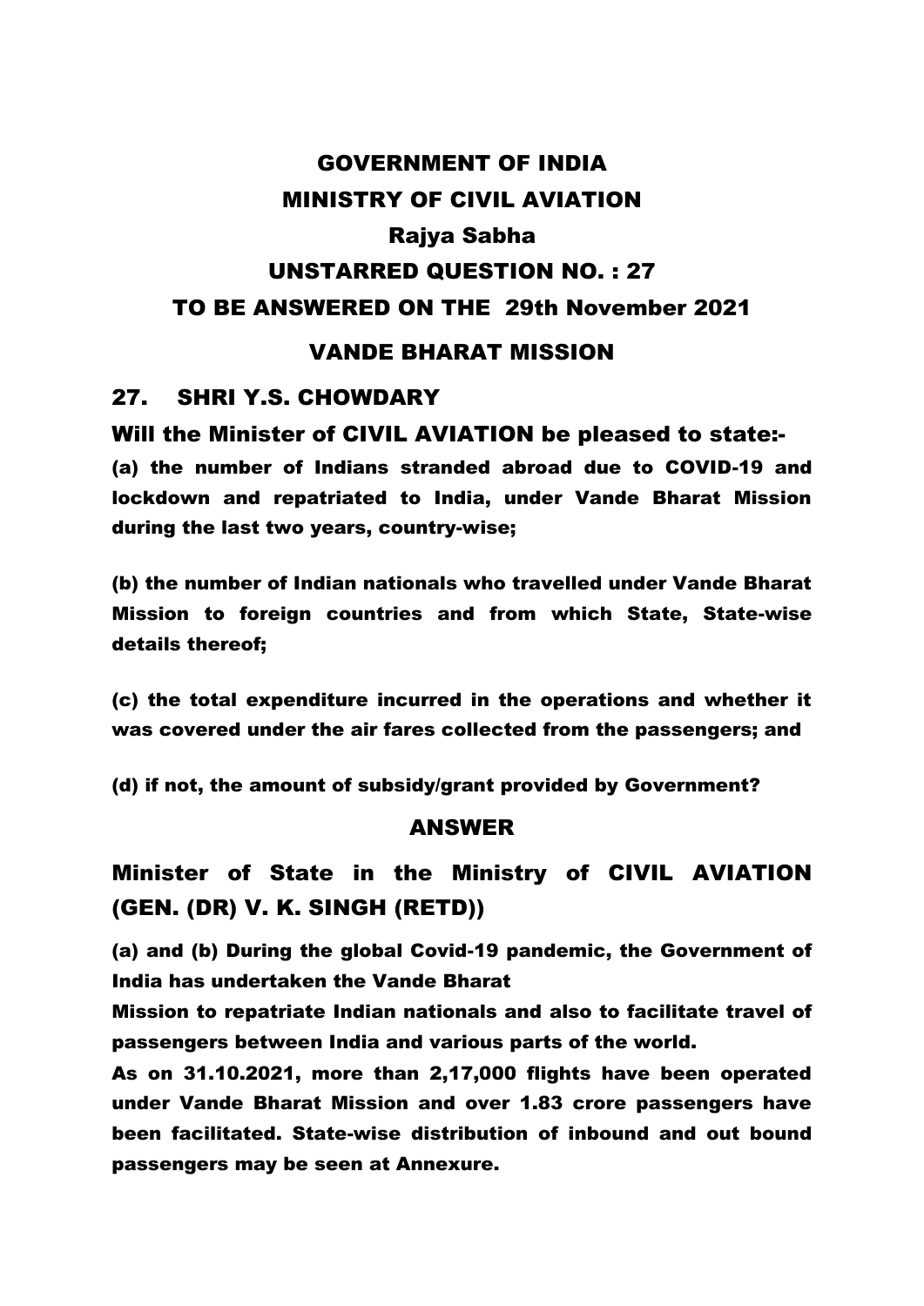# GOVERNMENT OF INDIA
# MINISTRY OF CIVIL AVIATION
## Rajya Sabha
## UNSTARRED QUESTION NO. : 27
## TO BE ANSWERED ON THE 29th November 2021

## VANDE BHARAT MISSION

### 27. SHRI Y.S. CHOWDARY

**Will the Minister of CIVIL AVIATION be pleased to state:-**

**(a) the number of Indians stranded abroad due to COVID-19 and lockdown and repatriated to India, under Vande Bharat Mission during the last two years, country-wise;**

**(b) the number of Indian nationals who travelled under Vande Bharat Mission to foreign countries and from which State, State-wise details thereof;**

**(c) the total expenditure incurred in the operations and whether it was covered under the air fares collected from the passengers; and**

**(d) if not, the amount of subsidy/grant provided by Government?**

## ANSWER

### Minister of State in the Ministry of CIVIL AVIATION (GEN. (DR) V. K. SINGH (RETD))

**(a) and (b) During the global Covid-19 pandemic, the Government of India has undertaken the Vande Bharat Mission to repatriate Indian nationals and also to facilitate travel of passengers between India and various parts of the world.**

**As on 31.10.2021, more than 2,17,000 flights have been operated under Vande Bharat Mission and over 1.83 crore passengers have been facilitated. State-wise distribution of inbound and out bound passengers may be seen at Annexure.**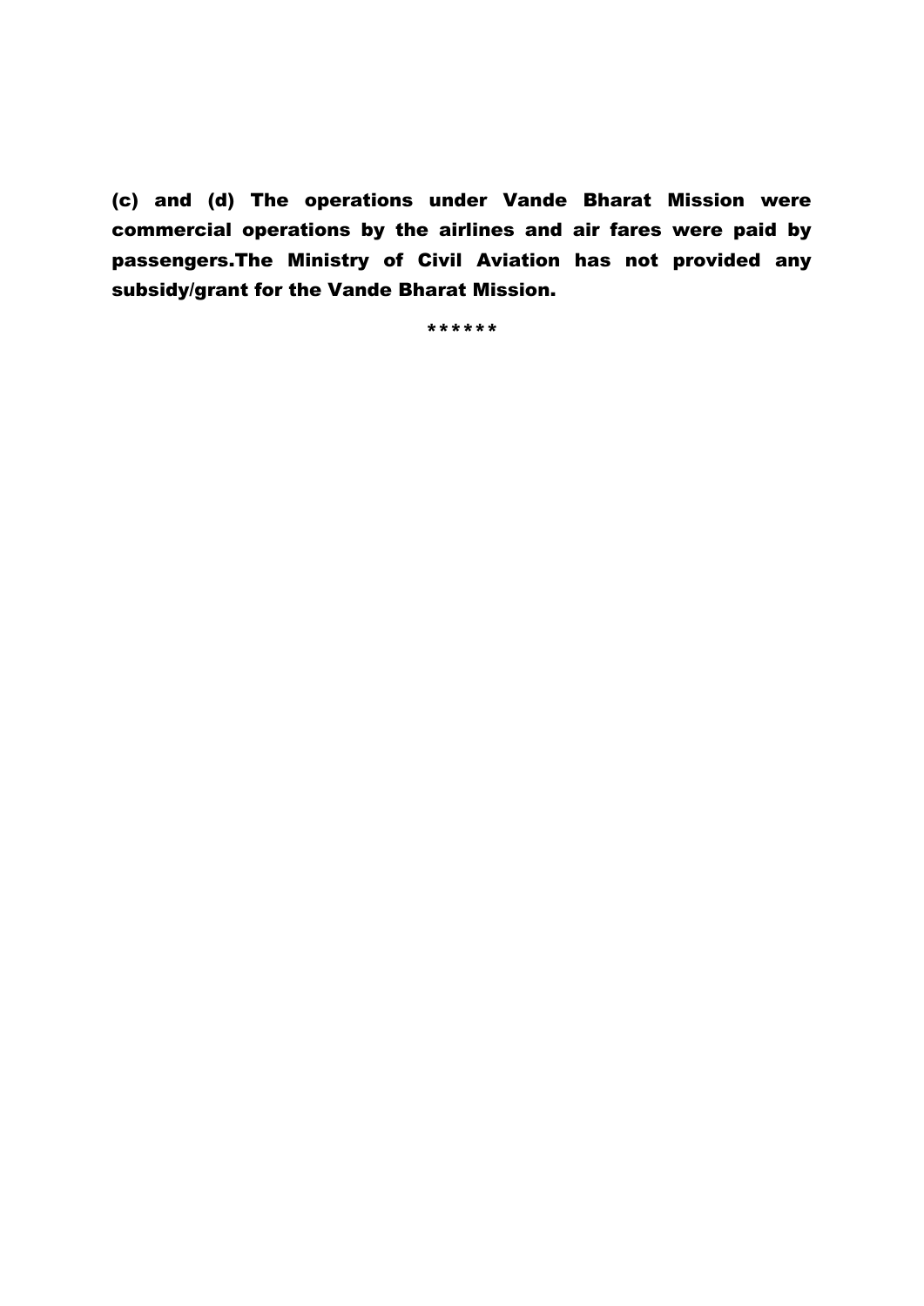**(c) and (d) The operations under Vande Bharat Mission were commercial operations by the airlines and air fares were paid by passengers.The Ministry of Civil Aviation has not provided any subsidy/grant for the Vande Bharat Mission.**

******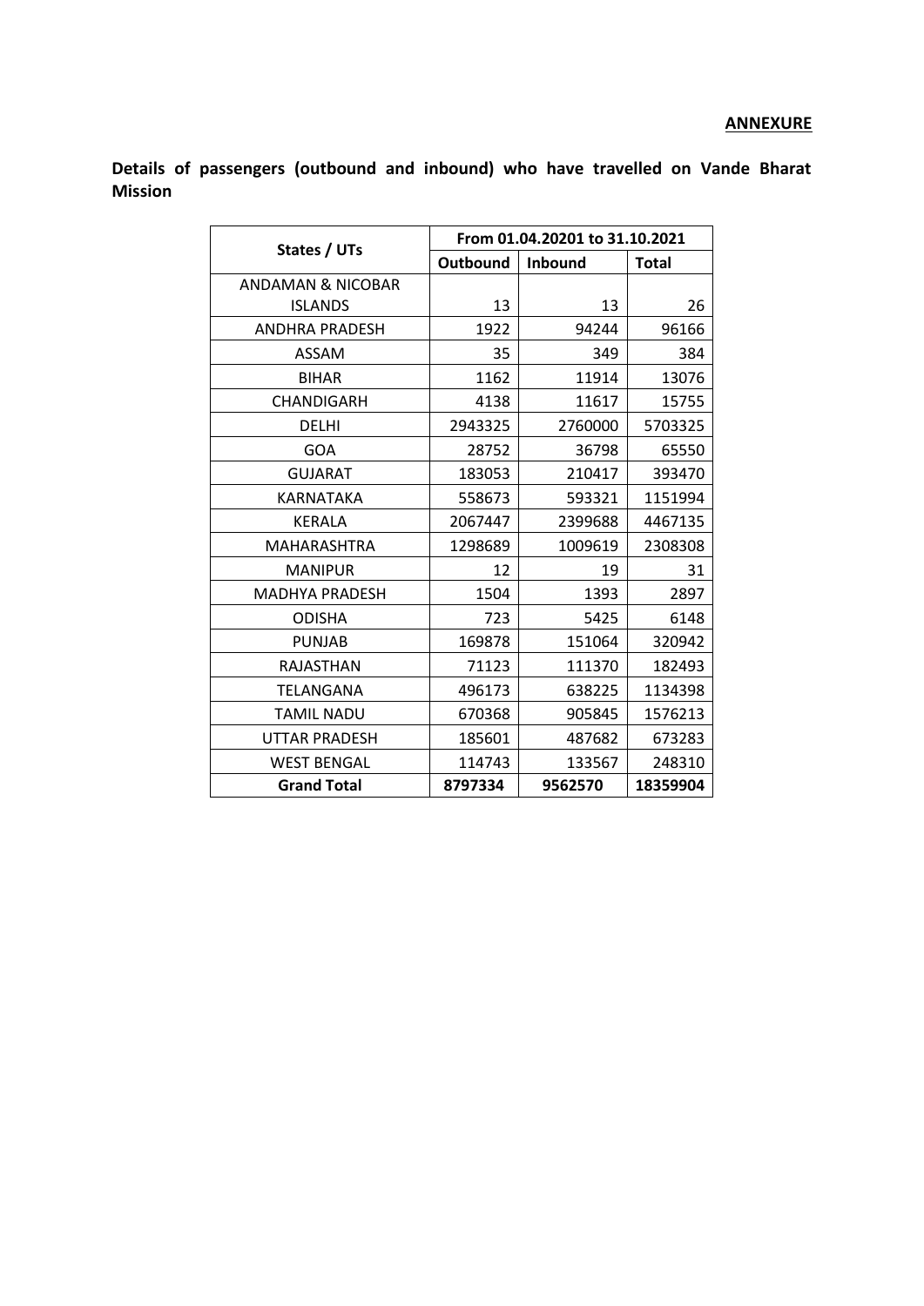**ANNEXURE**

**Details of passengers (outbound and inbound) who have travelled on Vande Bharat Mission**

| States / UTs | From 01.04.20201 to 31.10.2021 | | |
|---|---|---|---|
| | **Outbound** | **Inbound** | **Total** |
| ANDAMAN & NICOBAR ISLANDS | 13 | 13 | 26 |
| ANDHRA PRADESH | 1922 | 94244 | 96166 |
| ASSAM | 35 | 349 | 384 |
| BIHAR | 1162 | 11914 | 13076 |
| CHANDIGARH | 4138 | 11617 | 15755 |
| DELHI | 2943325 | 2760000 | 5703325 |
| GOA | 28752 | 36798 | 65550 |
| GUJARAT | 183053 | 210417 | 393470 |
| KARNATAKA | 558673 | 593321 | 1151994 |
| KERALA | 2067447 | 2399688 | 4467135 |
| MAHARASHTRA | 1298689 | 1009619 | 2308308 |
| MANIPUR | 12 | 19 | 31 |
| MADHYA PRADESH | 1504 | 1393 | 2897 |
| ODISHA | 723 | 5425 | 6148 |
| PUNJAB | 169878 | 151064 | 320942 |
| RAJASTHAN | 71123 | 111370 | 182493 |
| TELANGANA | 496173 | 638225 | 1134398 |
| TAMIL NADU | 670368 | 905845 | 1576213 |
| UTTAR PRADESH | 185601 | 487682 | 673283 |
| WEST BENGAL | 114743 | 133567 | 248310 |
| **Grand Total** | **8797334** | **9562570** | **18359904** |